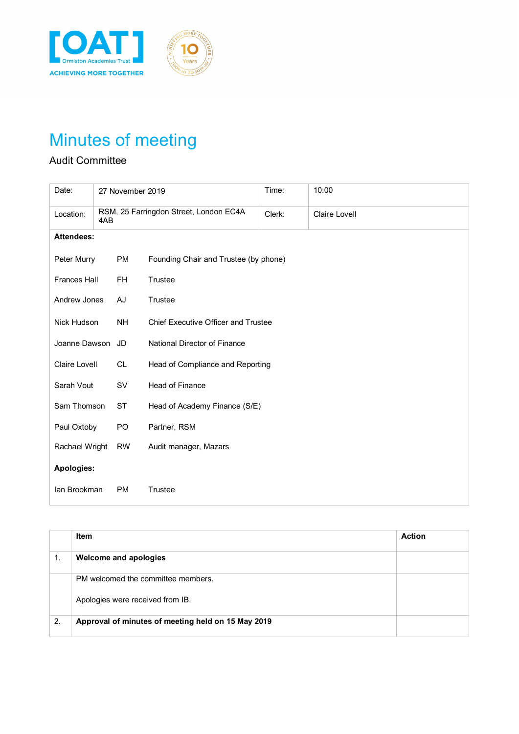[OAT] Ormiston Academies Trust
ACHIEVING MORE TOGETHER

# Minutes of meeting

Audit Committee

| Date: | 27 November 2019 | Time: | 10:00 |
|---|---|---|---|
| Location: | RSM, 25 Farringdon Street, London EC4A 4AB | Clerk: | Claire Lovell |

**Attendees:**

| | | |
|---|---|---|
| Peter Murry | PM | Founding Chair and Trustee (by phone) |
| Frances Hall | FH | Trustee |
| Andrew Jones | AJ | Trustee |
| Nick Hudson | NH | Chief Executive Officer and Trustee |
| Joanne Dawson | JD | National Director of Finance |
| Claire Lovell | CL | Head of Compliance and Reporting |
| Sarah Vout | SV | Head of Finance |
| Sam Thomson | ST | Head of Academy Finance (S/E) |
| Paul Oxtoby | PO | Partner, RSM |
| Rachael Wright | RW | Audit manager, Mazars |

**Apologies:**

| | | |
|---|---|---|
| Ian Brookman | PM | Trustee |

| | Item | Action |
|---|---|---|
| 1. | **Welcome and apologies** | |
| | PM welcomed the committee members.<br><br>Apologies were received from IB. | |
| 2. | **Approval of minutes of meeting held on 15 May 2019** | |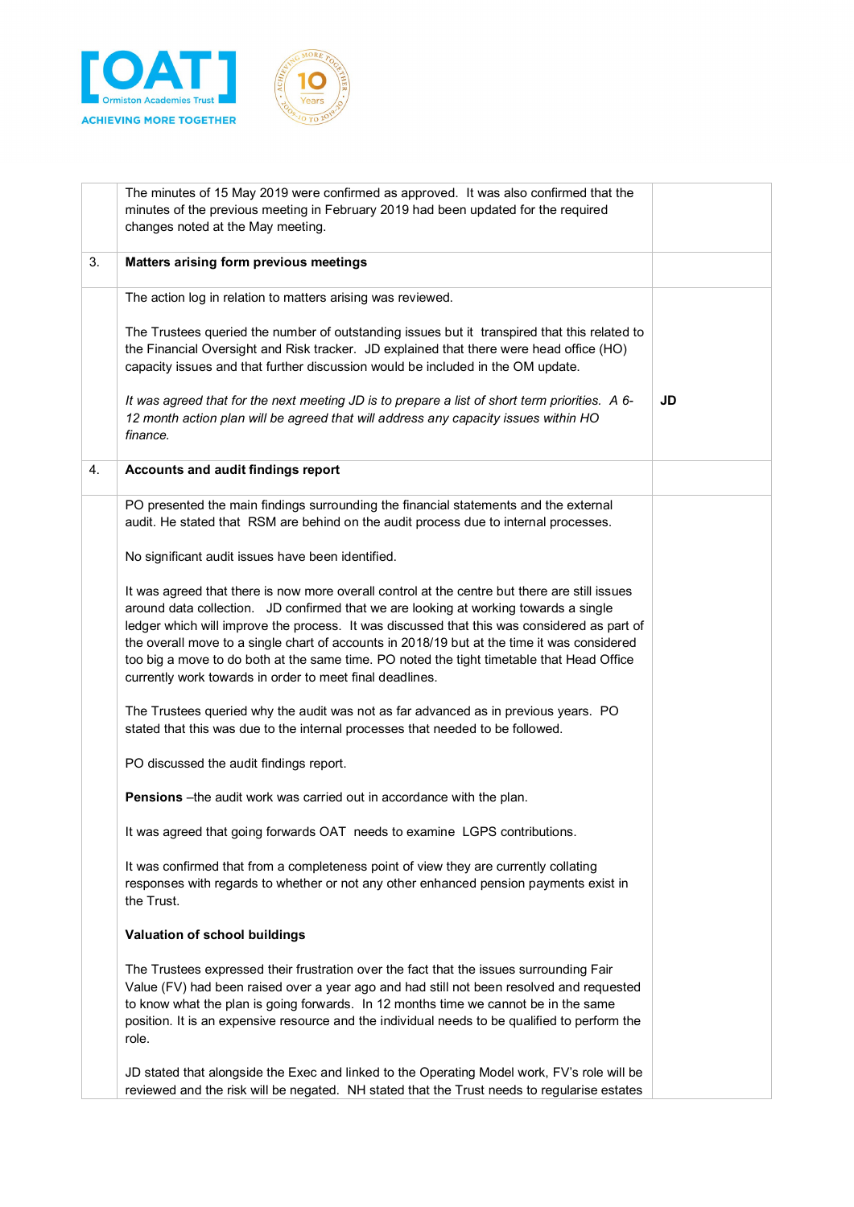| | | |
|---|---|---|
| | The minutes of 15 May 2019 were confirmed as approved. It was also confirmed that the minutes of the previous meeting in February 2019 had been updated for the required changes noted at the May meeting. | |
| 3. | **Matters arising form previous meetings** | |
| | The action log in relation to matters arising was reviewed.<br><br>The Trustees queried the number of outstanding issues but it transpired that this related to the Financial Oversight and Risk tracker. JD explained that there were head office (HO) capacity issues and that further discussion would be included in the OM update.<br><br>*It was agreed that for the next meeting JD is to prepare a list of short term priorities. A 6-12 month action plan will be agreed that will address any capacity issues within HO finance.* | **JD** |
| 4. | **Accounts and audit findings report** | |
| | PO presented the main findings surrounding the financial statements and the external audit. He stated that RSM are behind on the audit process due to internal processes.<br><br>No significant audit issues have been identified.<br><br>It was agreed that there is now more overall control at the centre but there are still issues around data collection. JD confirmed that we are looking at working towards a single ledger which will improve the process. It was discussed that this was considered as part of the overall move to a single chart of accounts in 2018/19 but at the time it was considered too big a move to do both at the same time. PO noted the tight timetable that Head Office currently work towards in order to meet final deadlines.<br><br>The Trustees queried why the audit was not as far advanced as in previous years. PO stated that this was due to the internal processes that needed to be followed.<br><br>PO discussed the audit findings report.<br><br>**Pensions** –the audit work was carried out in accordance with the plan.<br><br>It was agreed that going forwards OAT needs to examine LGPS contributions.<br><br>It was confirmed that from a completeness point of view they are currently collating responses with regards to whether or not any other enhanced pension payments exist in the Trust.<br><br>**Valuation of school buildings**<br><br>The Trustees expressed their frustration over the fact that the issues surrounding Fair Value (FV) had been raised over a year ago and had still not been resolved and requested to know what the plan is going forwards. In 12 months time we cannot be in the same position. It is an expensive resource and the individual needs to be qualified to perform the role.<br><br>JD stated that alongside the Exec and linked to the Operating Model work, FV's role will be reviewed and the risk will be negated. NH stated that the Trust needs to regularise estates | |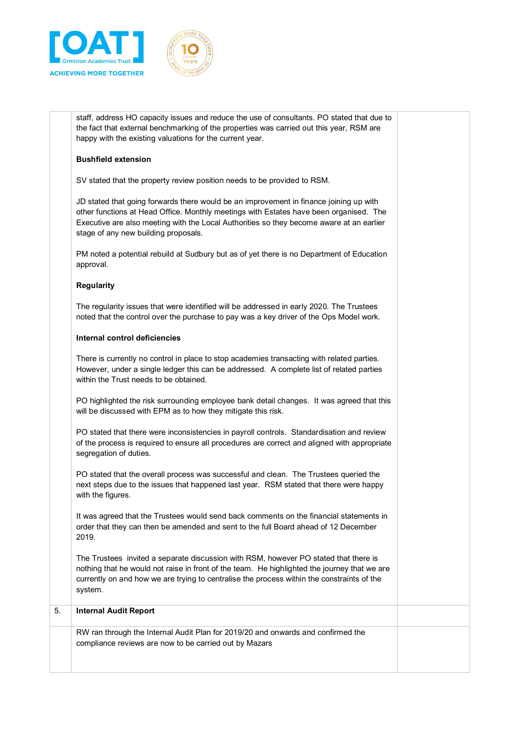| | | |
|---|---|---|
| | staff, address HO capacity issues and reduce the use of consultants. PO stated that due to the fact that external benchmarking of the properties was carried out this year, RSM are happy with the existing valuations for the current year.<br><br>**Bushfield extension**<br><br>SV stated that the property review position needs to be provided to RSM.<br><br>JD stated that going forwards there would be an improvement in finance joining up with other functions at Head Office. Monthly meetings with Estates have been organised. The Executive are also meeting with the Local Authorities so they become aware at an earlier stage of any new building proposals.<br><br>PM noted a potential rebuild at Sudbury but as of yet there is no Department of Education approval.<br><br>**Regularity**<br><br>The regularity issues that were identified will be addressed in early 2020. The Trustees noted that the control over the purchase to pay was a key driver of the Ops Model work.<br><br>**Internal control deficiencies**<br><br>There is currently no control in place to stop academies transacting with related parties. However, under a single ledger this can be addressed. A complete list of related parties within the Trust needs to be obtained.<br><br>PO highlighted the risk surrounding employee bank detail changes. It was agreed that this will be discussed with EPM as to how they mitigate this risk.<br><br>PO stated that there were inconsistencies in payroll controls. Standardisation and review of the process is required to ensure all procedures are correct and aligned with appropriate segregation of duties.<br><br>PO stated that the overall process was successful and clean. The Trustees queried the next steps due to the issues that happened last year. RSM stated that there were happy with the figures.<br><br>It was agreed that the Trustees would send back comments on the financial statements in order that they can then be amended and sent to the full Board ahead of 12 December 2019.<br><br>The Trustees invited a separate discussion with RSM, however PO stated that there is nothing that he would not raise in front of the team. He highlighted the journey that we are currently on and how we are trying to centralise the process within the constraints of the system. | |
| 5. | **Internal Audit Report** | |
| | RW ran through the Internal Audit Plan for 2019/20 and onwards and confirmed the compliance reviews are now to be carried out by Mazars | |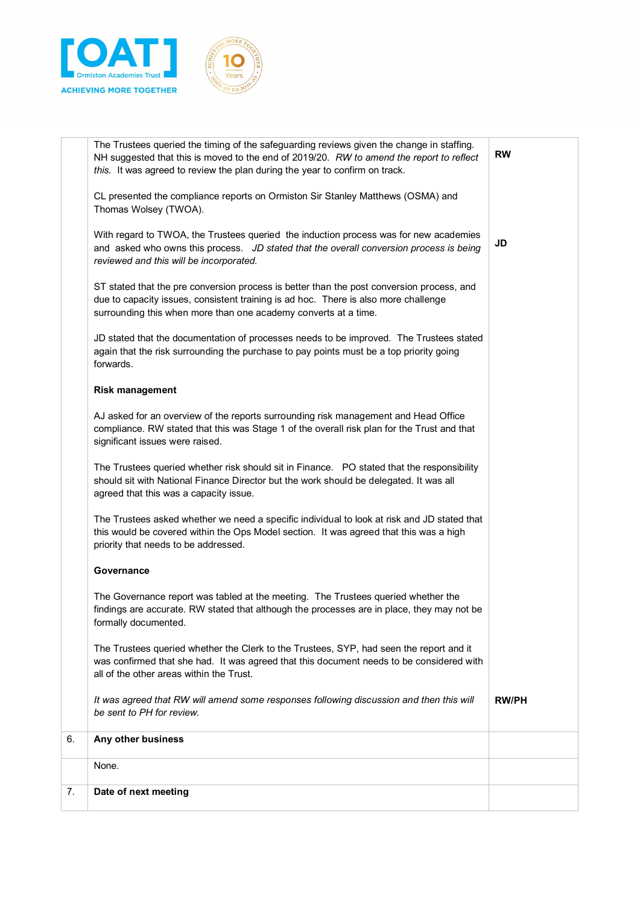| | | |
|---|---|---|
| | The Trustees queried the timing of the safeguarding reviews given the change in staffing. NH suggested that this is moved to the end of 2019/20. *RW to amend the report to reflect this.* It was agreed to review the plan during the year to confirm on track.<br><br>CL presented the compliance reports on Ormiston Sir Stanley Matthews (OSMA) and Thomas Wolsey (TWOA).<br><br>With regard to TWOA, the Trustees queried the induction process was for new academies and asked who owns this process. *JD stated that the overall conversion process is being reviewed and this will be incorporated.*<br><br>ST stated that the pre conversion process is better than the post conversion process, and due to capacity issues, consistent training is ad hoc. There is also more challenge surrounding this when more than one academy converts at a time.<br><br>JD stated that the documentation of processes needs to be improved. The Trustees stated again that the risk surrounding the purchase to pay points must be a top priority going forwards.<br><br>**Risk management**<br><br>AJ asked for an overview of the reports surrounding risk management and Head Office compliance. RW stated that this was Stage 1 of the overall risk plan for the Trust and that significant issues were raised.<br><br>The Trustees queried whether risk should sit in Finance. PO stated that the responsibility should sit with National Finance Director but the work should be delegated. It was all agreed that this was a capacity issue.<br><br>The Trustees asked whether we need a specific individual to look at risk and JD stated that this would be covered within the Ops Model section. It was agreed that this was a high priority that needs to be addressed.<br><br>**Governance**<br><br>The Governance report was tabled at the meeting. The Trustees queried whether the findings are accurate. RW stated that although the processes are in place, they may not be formally documented.<br><br>The Trustees queried whether the Clerk to the Trustees, SYP, had seen the report and it was confirmed that she had. It was agreed that this document needs to be considered with all of the other areas within the Trust.<br><br>*It was agreed that RW will amend some responses following discussion and then this will be sent to PH for review.* | **RW**<br><br>**JD**<br><br>**RW/PH** |
| 6. | **Any other business** | |
| | None. | |
| 7. | **Date of next meeting** | |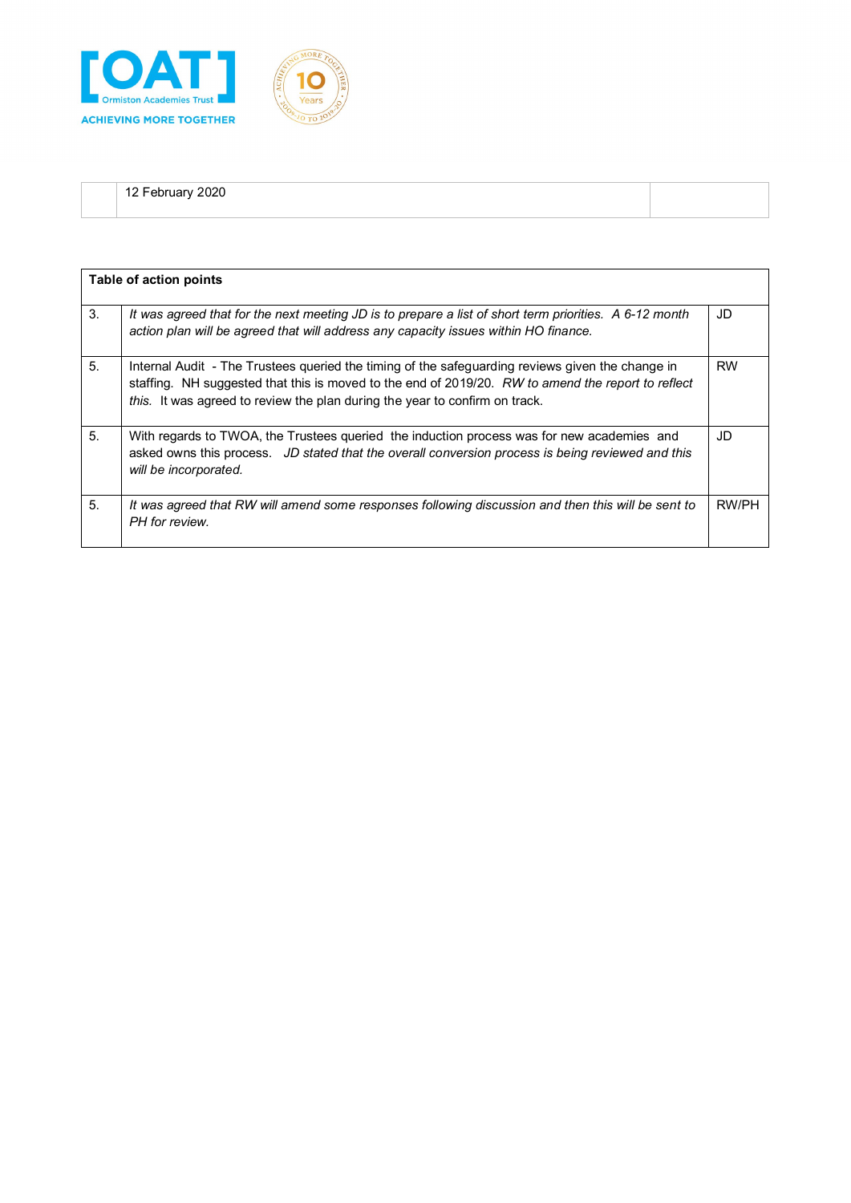| | 12 February 2020 | |
|---|---|---|

| **Table of action points** | | |
|---|---|---|
| 3. | *It was agreed that for the next meeting JD is to prepare a list of short term priorities. A 6-12 month action plan will be agreed that will address any capacity issues within HO finance.* | JD |
| 5. | Internal Audit - The Trustees queried the timing of the safeguarding reviews given the change in staffing. NH suggested that this is moved to the end of 2019/20. *RW to amend the report to reflect this.* It was agreed to review the plan during the year to confirm on track. | RW |
| 5. | With regards to TWOA, the Trustees queried the induction process was for new academies and asked owns this process. *JD stated that the overall conversion process is being reviewed and this will be incorporated.* | JD |
| 5. | *It was agreed that RW will amend some responses following discussion and then this will be sent to PH for review.* | RW/PH |